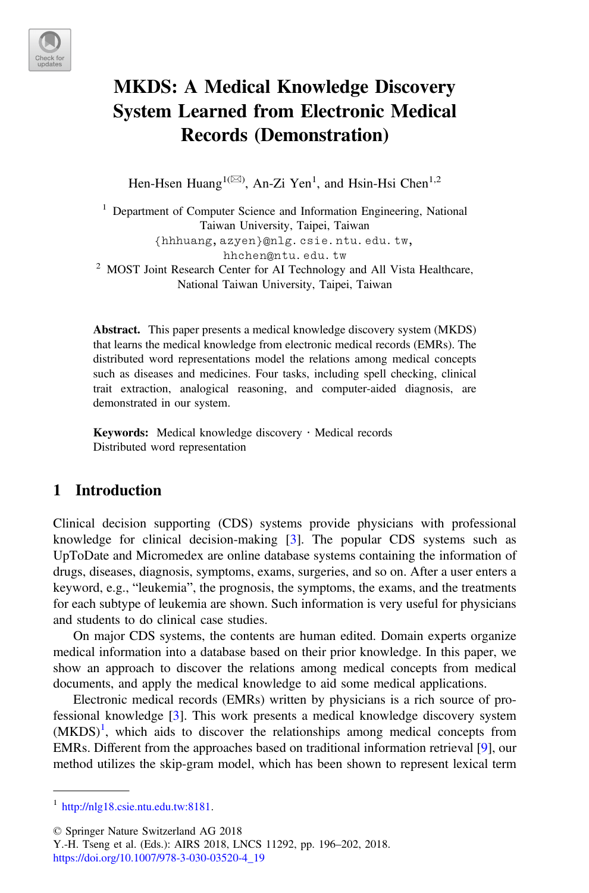# MKDS: A Medical Knowledge Discovery System Learned from Electronic Medical Records (Demonstration)

Hen-Hsen Huang[1(✉)], An-Zi Yen[1], and Hsin-Hsi Chen[1,2]

[1] Department of Computer Science and Information Engineering, National Taiwan University, Taipei, Taiwan
{hhhuang,azyen}@nlg.csie.ntu.edu.tw, hhchen@ntu.edu.tw

[2] MOST Joint Research Center for AI Technology and All Vista Healthcare, National Taiwan University, Taipei, Taiwan

**Abstract.** This paper presents a medical knowledge discovery system (MKDS) that learns the medical knowledge from electronic medical records (EMRs). The distributed word representations model the relations among medical concepts such as diseases and medicines. Four tasks, including spell checking, clinical trait extraction, analogical reasoning, and computer-aided diagnosis, are demonstrated in our system.

**Keywords:** Medical knowledge discovery · Medical records Distributed word representation

## 1 Introduction

Clinical decision supporting (CDS) systems provide physicians with professional knowledge for clinical decision-making [3]. The popular CDS systems such as UpToDate and Micromedex are online database systems containing the information of drugs, diseases, diagnosis, symptoms, exams, surgeries, and so on. After a user enters a keyword, e.g., "leukemia", the prognosis, the symptoms, the exams, and the treatments for each subtype of leukemia are shown. Such information is very useful for physicians and students to do clinical case studies.

On major CDS systems, the contents are human edited. Domain experts organize medical information into a database based on their prior knowledge. In this paper, we show an approach to discover the relations among medical concepts from medical documents, and apply the medical knowledge to aid some medical applications.

Electronic medical records (EMRs) written by physicians is a rich source of professional knowledge [3]. This work presents a medical knowledge discovery system (MKDS)[1], which aids to discover the relationships among medical concepts from EMRs. Different from the approaches based on traditional information retrieval [9], our method utilizes the skip-gram model, which has been shown to represent lexical term

---

[1] http://nlg18.csie.ntu.edu.tw:8181.

© Springer Nature Switzerland AG 2018
Y.-H. Tseng et al. (Eds.): AIRS 2018, LNCS 11292, pp. 196–202, 2018.
https://doi.org/10.1007/978-3-030-03520-4_19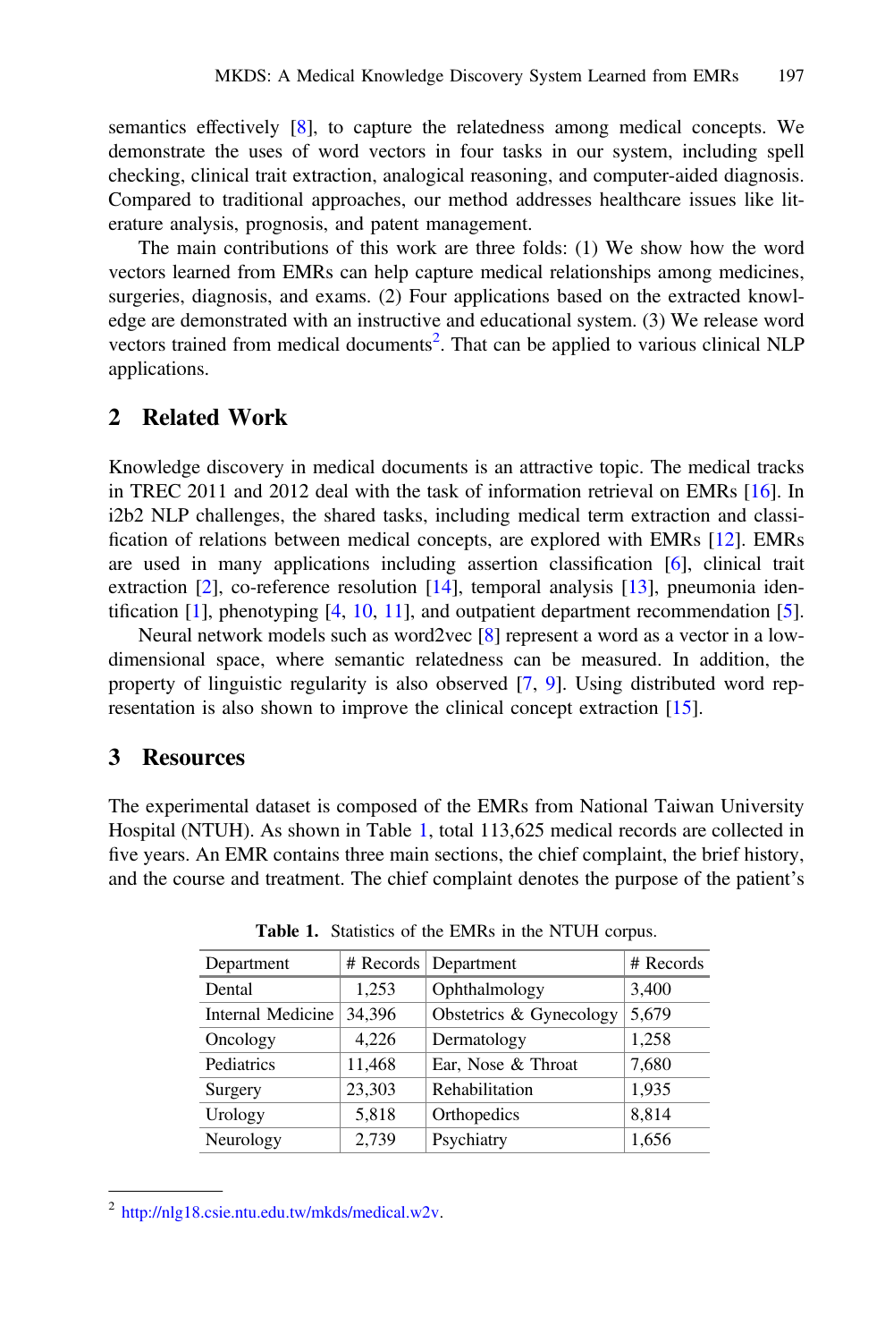semantics effectively [8], to capture the relatedness among medical concepts. We demonstrate the uses of word vectors in four tasks in our system, including spell checking, clinical trait extraction, analogical reasoning, and computer-aided diagnosis. Compared to traditional approaches, our method addresses healthcare issues like literature analysis, prognosis, and patent management.

The main contributions of this work are three folds: (1) We show how the word vectors learned from EMRs can help capture medical relationships among medicines, surgeries, diagnosis, and exams. (2) Four applications based on the extracted knowledge are demonstrated with an instructive and educational system. (3) We release word vectors trained from medical documents[2]. That can be applied to various clinical NLP applications.

## 2 Related Work

Knowledge discovery in medical documents is an attractive topic. The medical tracks in TREC 2011 and 2012 deal with the task of information retrieval on EMRs [16]. In i2b2 NLP challenges, the shared tasks, including medical term extraction and classification of relations between medical concepts, are explored with EMRs [12]. EMRs are used in many applications including assertion classification [6], clinical trait extraction [2], co-reference resolution [14], temporal analysis [13], pneumonia identification [1], phenotyping [4, 10, 11], and outpatient department recommendation [5].

Neural network models such as word2vec [8] represent a word as a vector in a low-dimensional space, where semantic relatedness can be measured. In addition, the property of linguistic regularity is also observed [7, 9]. Using distributed word representation is also shown to improve the clinical concept extraction [15].

## 3 Resources

The experimental dataset is composed of the EMRs from National Taiwan University Hospital (NTUH). As shown in Table 1, total 113,625 medical records are collected in five years. An EMR contains three main sections, the chief complaint, the brief history, and the course and treatment. The chief complaint denotes the purpose of the patient's

**Table 1.** Statistics of the EMRs in the NTUH corpus.

| Department | # Records | Department | # Records |
|---|---|---|---|
| Dental | 1,253 | Ophthalmology | 3,400 |
| Internal Medicine | 34,396 | Obstetrics & Gynecology | 5,679 |
| Oncology | 4,226 | Dermatology | 1,258 |
| Pediatrics | 11,468 | Ear, Nose & Throat | 7,680 |
| Surgery | 23,303 | Rehabilitation | 1,935 |
| Urology | 5,818 | Orthopedics | 8,814 |
| Neurology | 2,739 | Psychiatry | 1,656 |

[2] http://nlg18.csie.ntu.edu.tw/mkds/medical.w2v.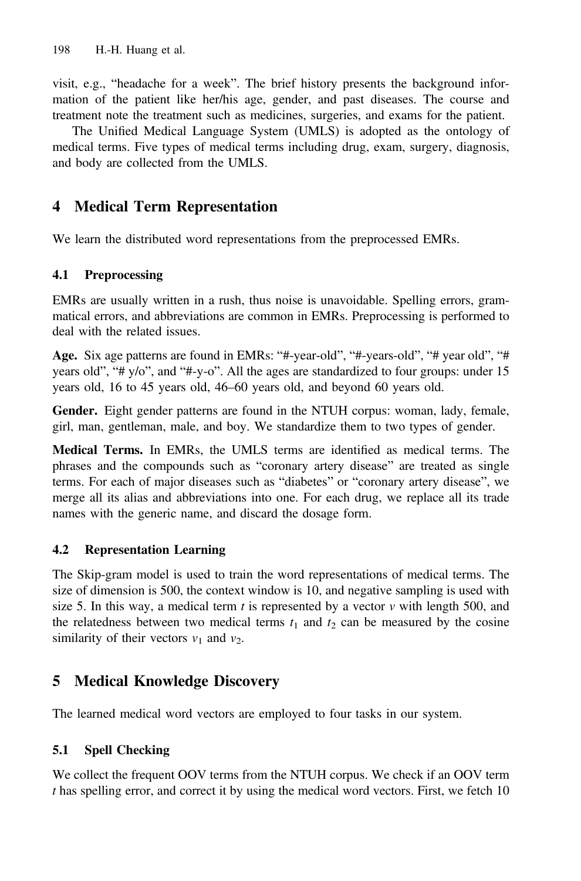visit, e.g., "headache for a week". The brief history presents the background information of the patient like her/his age, gender, and past diseases. The course and treatment note the treatment such as medicines, surgeries, and exams for the patient.

The Unified Medical Language System (UMLS) is adopted as the ontology of medical terms. Five types of medical terms including drug, exam, surgery, diagnosis, and body are collected from the UMLS.

## 4 Medical Term Representation

We learn the distributed word representations from the preprocessed EMRs.

### 4.1 Preprocessing

EMRs are usually written in a rush, thus noise is unavoidable. Spelling errors, grammatical errors, and abbreviations are common in EMRs. Preprocessing is performed to deal with the related issues.

**Age.** Six age patterns are found in EMRs: "#-year-old", "#-years-old", "# year old", "# years old", "# y/o", and "#-y-o". All the ages are standardized to four groups: under 15 years old, 16 to 45 years old, 46–60 years old, and beyond 60 years old.

**Gender.** Eight gender patterns are found in the NTUH corpus: woman, lady, female, girl, man, gentleman, male, and boy. We standardize them to two types of gender.

**Medical Terms.** In EMRs, the UMLS terms are identified as medical terms. The phrases and the compounds such as "coronary artery disease" are treated as single terms. For each of major diseases such as "diabetes" or "coronary artery disease", we merge all its alias and abbreviations into one. For each drug, we replace all its trade names with the generic name, and discard the dosage form.

### 4.2 Representation Learning

The Skip-gram model is used to train the word representations of medical terms. The size of dimension is 500, the context window is 10, and negative sampling is used with size 5. In this way, a medical term $t$ is represented by a vector $v$ with length 500, and the relatedness between two medical terms $t_1$ and $t_2$ can be measured by the cosine similarity of their vectors $v_1$ and $v_2$.

## 5 Medical Knowledge Discovery

The learned medical word vectors are employed to four tasks in our system.

### 5.1 Spell Checking

We collect the frequent OOV terms from the NTUH corpus. We check if an OOV term $t$ has spelling error, and correct it by using the medical word vectors. First, we fetch 10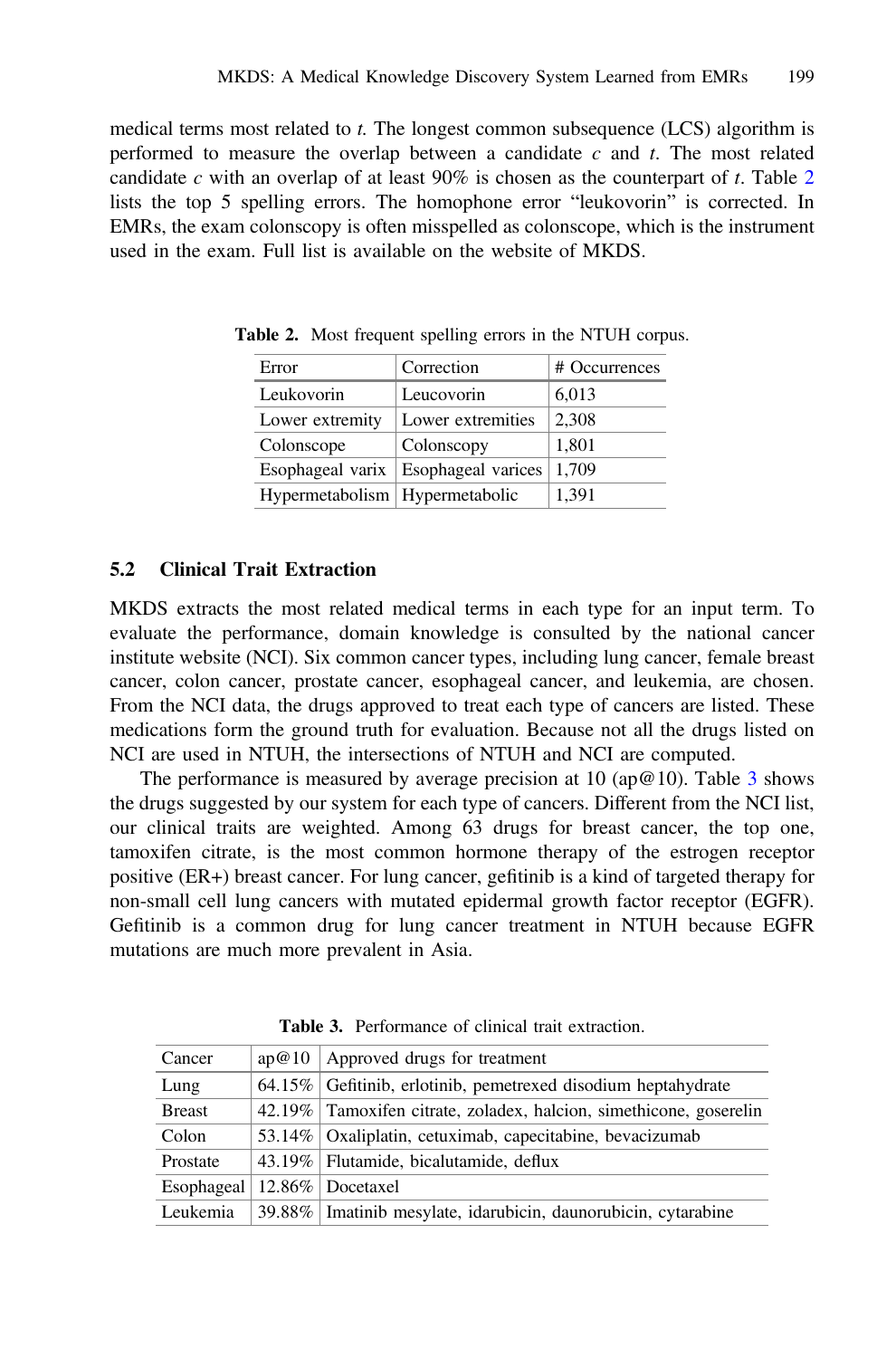medical terms most related to *t*. The longest common subsequence (LCS) algorithm is performed to measure the overlap between a candidate *c* and *t*. The most related candidate *c* with an overlap of at least 90% is chosen as the counterpart of *t*. Table 2 lists the top 5 spelling errors. The homophone error "leukovorin" is corrected. In EMRs, the exam colonscopy is often misspelled as colonscope, which is the instrument used in the exam. Full list is available on the website of MKDS.

**Table 2.** Most frequent spelling errors in the NTUH corpus.

| Error | Correction | # Occurrences |
|---|---|---|
| Leukovorin | Leucovorin | 6,013 |
| Lower extremity | Lower extremities | 2,308 |
| Colonscope | Colonscopy | 1,801 |
| Esophageal varix | Esophageal varices | 1,709 |
| Hypermetabolism | Hypermetabolic | 1,391 |

### 5.2 Clinical Trait Extraction

MKDS extracts the most related medical terms in each type for an input term. To evaluate the performance, domain knowledge is consulted by the national cancer institute website (NCI). Six common cancer types, including lung cancer, female breast cancer, colon cancer, prostate cancer, esophageal cancer, and leukemia, are chosen. From the NCI data, the drugs approved to treat each type of cancers are listed. These medications form the ground truth for evaluation. Because not all the drugs listed on NCI are used in NTUH, the intersections of NTUH and NCI are computed.

The performance is measured by average precision at 10 (ap@10). Table 3 shows the drugs suggested by our system for each type of cancers. Different from the NCI list, our clinical traits are weighted. Among 63 drugs for breast cancer, the top one, tamoxifen citrate, is the most common hormone therapy of the estrogen receptor positive (ER+) breast cancer. For lung cancer, gefitinib is a kind of targeted therapy for non-small cell lung cancers with mutated epidermal growth factor receptor (EGFR). Gefitinib is a common drug for lung cancer treatment in NTUH because EGFR mutations are much more prevalent in Asia.

**Table 3.** Performance of clinical trait extraction.

| Cancer | ap@10 | Approved drugs for treatment |
|---|---|---|
| Lung | 64.15% | Gefitinib, erlotinib, pemetrexed disodium heptahydrate |
| Breast | 42.19% | Tamoxifen citrate, zoladex, halcion, simethicone, goserelin |
| Colon | 53.14% | Oxaliplatin, cetuximab, capecitabine, bevacizumab |
| Prostate | 43.19% | Flutamide, bicalutamide, deflux |
| Esophageal | 12.86% | Docetaxel |
| Leukemia | 39.88% | Imatinib mesylate, idarubicin, daunorubicin, cytarabine |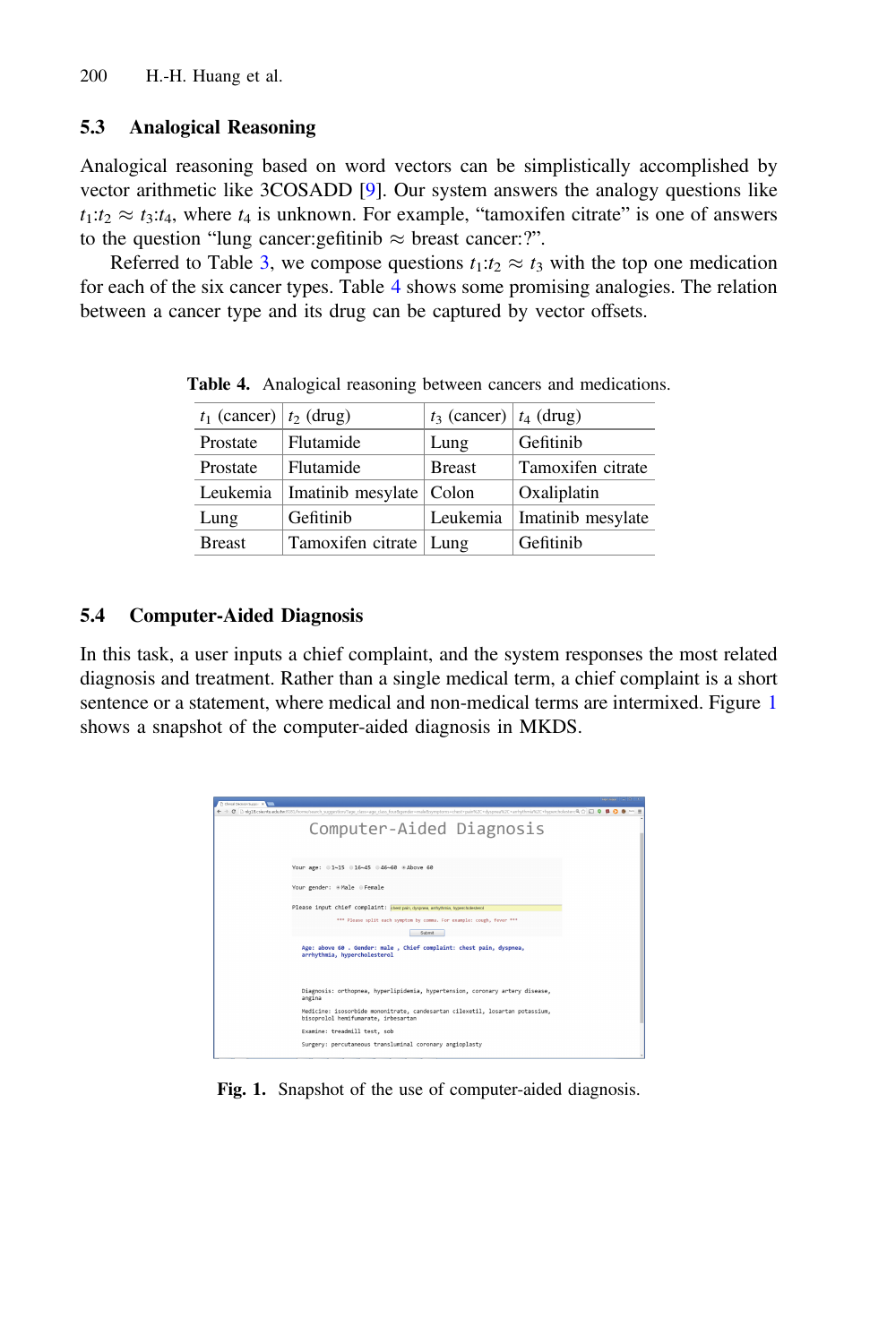### 5.3 Analogical Reasoning

Analogical reasoning based on word vectors can be simplistically accomplished by vector arithmetic like 3COSADD [9]. Our system answers the analogy questions like $t_1$:$t_2$ ≈ $t_3$:$t_4$, where $t_4$ is unknown. For example, "tamoxifen citrate" is one of answers to the question "lung cancer:gefitinib ≈ breast cancer:?".

Referred to Table 3, we compose questions $t_1$:$t_2$ ≈ $t_3$ with the top one medication for each of the six cancer types. Table 4 shows some promising analogies. The relation between a cancer type and its drug can be captured by vector offsets.

**Table 4.** Analogical reasoning between cancers and medications.

| $t_1$ (cancer) | $t_2$ (drug) | $t_3$ (cancer) | $t_4$ (drug) |
|---|---|---|---|
| Prostate | Flutamide | Lung | Gefitinib |
| Prostate | Flutamide | Breast | Tamoxifen citrate |
| Leukemia | Imatinib mesylate | Colon | Oxaliplatin |
| Lung | Gefitinib | Leukemia | Imatinib mesylate |
| Breast | Tamoxifen citrate | Lung | Gefitinib |

### 5.4 Computer-Aided Diagnosis

In this task, a user inputs a chief complaint, and the system responses the most related diagnosis and treatment. Rather than a single medical term, a chief complaint is a short sentence or a statement, where medical and non-medical terms are intermixed. Figure 1 shows a snapshot of the computer-aided diagnosis in MKDS.

**Fig. 1.** Snapshot of the use of computer-aided diagnosis.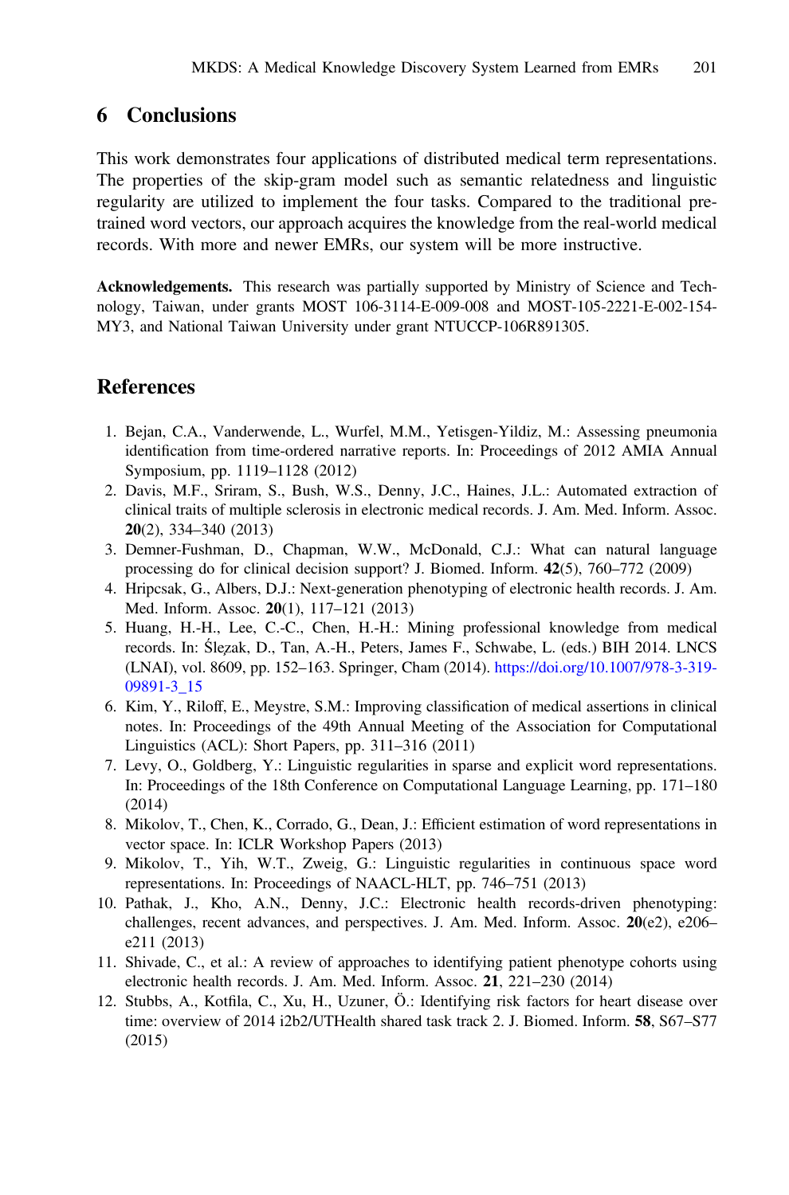## 6 Conclusions

This work demonstrates four applications of distributed medical term representations. The properties of the skip-gram model such as semantic relatedness and linguistic regularity are utilized to implement the four tasks. Compared to the traditional pre-trained word vectors, our approach acquires the knowledge from the real-world medical records. With more and newer EMRs, our system will be more instructive.

**Acknowledgements.** This research was partially supported by Ministry of Science and Technology, Taiwan, under grants MOST 106-3114-E-009-008 and MOST-105-2221-E-002-154-MY3, and National Taiwan University under grant NTUCCP-106R891305.

## References

1. Bejan, C.A., Vanderwende, L., Wurfel, M.M., Yetisgen-Yildiz, M.: Assessing pneumonia identification from time-ordered narrative reports. In: Proceedings of 2012 AMIA Annual Symposium, pp. 1119–1128 (2012)
2. Davis, M.F., Sriram, S., Bush, W.S., Denny, J.C., Haines, J.L.: Automated extraction of clinical traits of multiple sclerosis in electronic medical records. J. Am. Med. Inform. Assoc. **20**(2), 334–340 (2013)
3. Demner-Fushman, D., Chapman, W.W., McDonald, C.J.: What can natural language processing do for clinical decision support? J. Biomed. Inform. **42**(5), 760–772 (2009)
4. Hripcsak, G., Albers, D.J.: Next-generation phenotyping of electronic health records. J. Am. Med. Inform. Assoc. **20**(1), 117–121 (2013)
5. Huang, H.-H., Lee, C.-C., Chen, H.-H.: Mining professional knowledge from medical records. In: Ślęzak, D., Tan, A.-H., Peters, James F., Schwabe, L. (eds.) BIH 2014. LNCS (LNAI), vol. 8609, pp. 152–163. Springer, Cham (2014). https://doi.org/10.1007/978-3-319-09891-3_15
6. Kim, Y., Riloff, E., Meystre, S.M.: Improving classification of medical assertions in clinical notes. In: Proceedings of the 49th Annual Meeting of the Association for Computational Linguistics (ACL): Short Papers, pp. 311–316 (2011)
7. Levy, O., Goldberg, Y.: Linguistic regularities in sparse and explicit word representations. In: Proceedings of the 18th Conference on Computational Language Learning, pp. 171–180 (2014)
8. Mikolov, T., Chen, K., Corrado, G., Dean, J.: Efficient estimation of word representations in vector space. In: ICLR Workshop Papers (2013)
9. Mikolov, T., Yih, W.T., Zweig, G.: Linguistic regularities in continuous space word representations. In: Proceedings of NAACL-HLT, pp. 746–751 (2013)
10. Pathak, J., Kho, A.N., Denny, J.C.: Electronic health records-driven phenotyping: challenges, recent advances, and perspectives. J. Am. Med. Inform. Assoc. **20**(e2), e206–e211 (2013)
11. Shivade, C., et al.: A review of approaches to identifying patient phenotype cohorts using electronic health records. J. Am. Med. Inform. Assoc. **21**, 221–230 (2014)
12. Stubbs, A., Kotfila, C., Xu, H., Uzuner, Ö.: Identifying risk factors for heart disease over time: overview of 2014 i2b2/UTHealth shared task track 2. J. Biomed. Inform. **58**, S67–S77 (2015)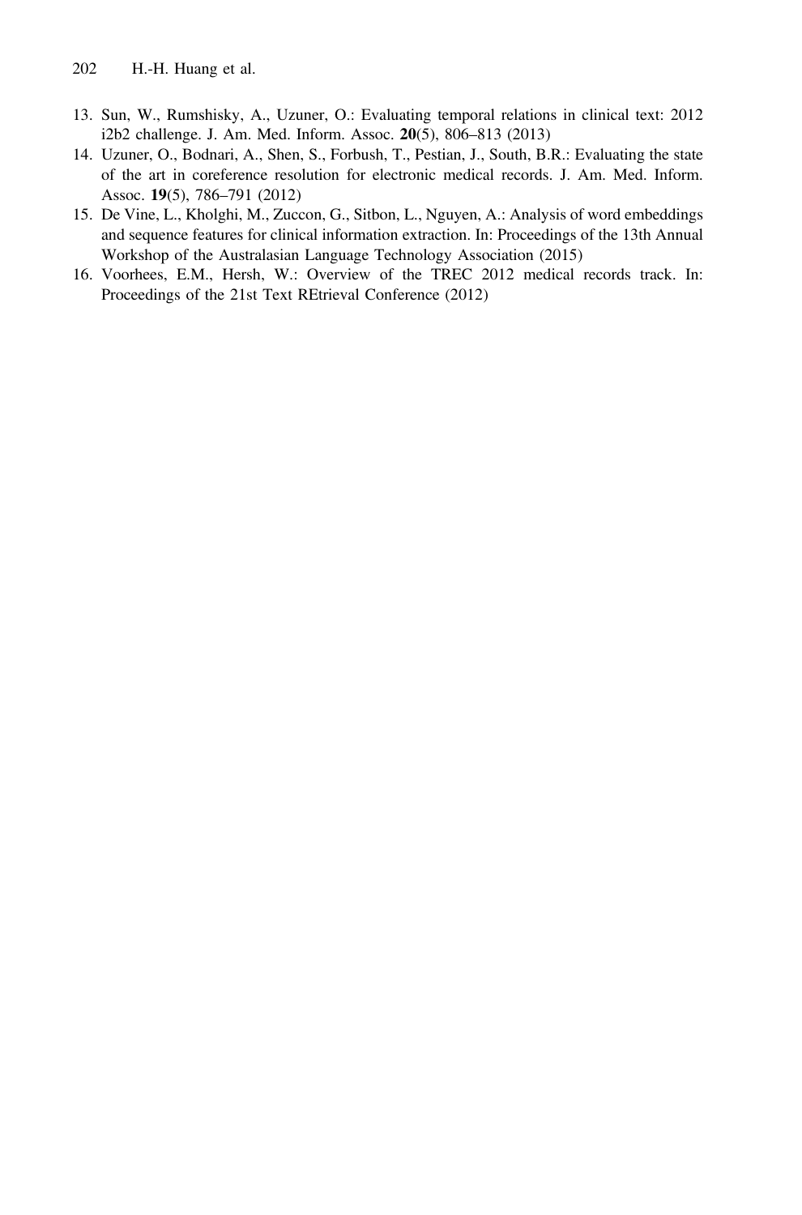13. Sun, W., Rumshisky, A., Uzuner, O.: Evaluating temporal relations in clinical text: 2012 i2b2 challenge. J. Am. Med. Inform. Assoc. **20**(5), 806–813 (2013)
14. Uzuner, O., Bodnari, A., Shen, S., Forbush, T., Pestian, J., South, B.R.: Evaluating the state of the art in coreference resolution for electronic medical records. J. Am. Med. Inform. Assoc. **19**(5), 786–791 (2012)
15. De Vine, L., Kholghi, M., Zuccon, G., Sitbon, L., Nguyen, A.: Analysis of word embeddings and sequence features for clinical information extraction. In: Proceedings of the 13th Annual Workshop of the Australasian Language Technology Association (2015)
16. Voorhees, E.M., Hersh, W.: Overview of the TREC 2012 medical records track. In: Proceedings of the 21st Text REtrieval Conference (2012)